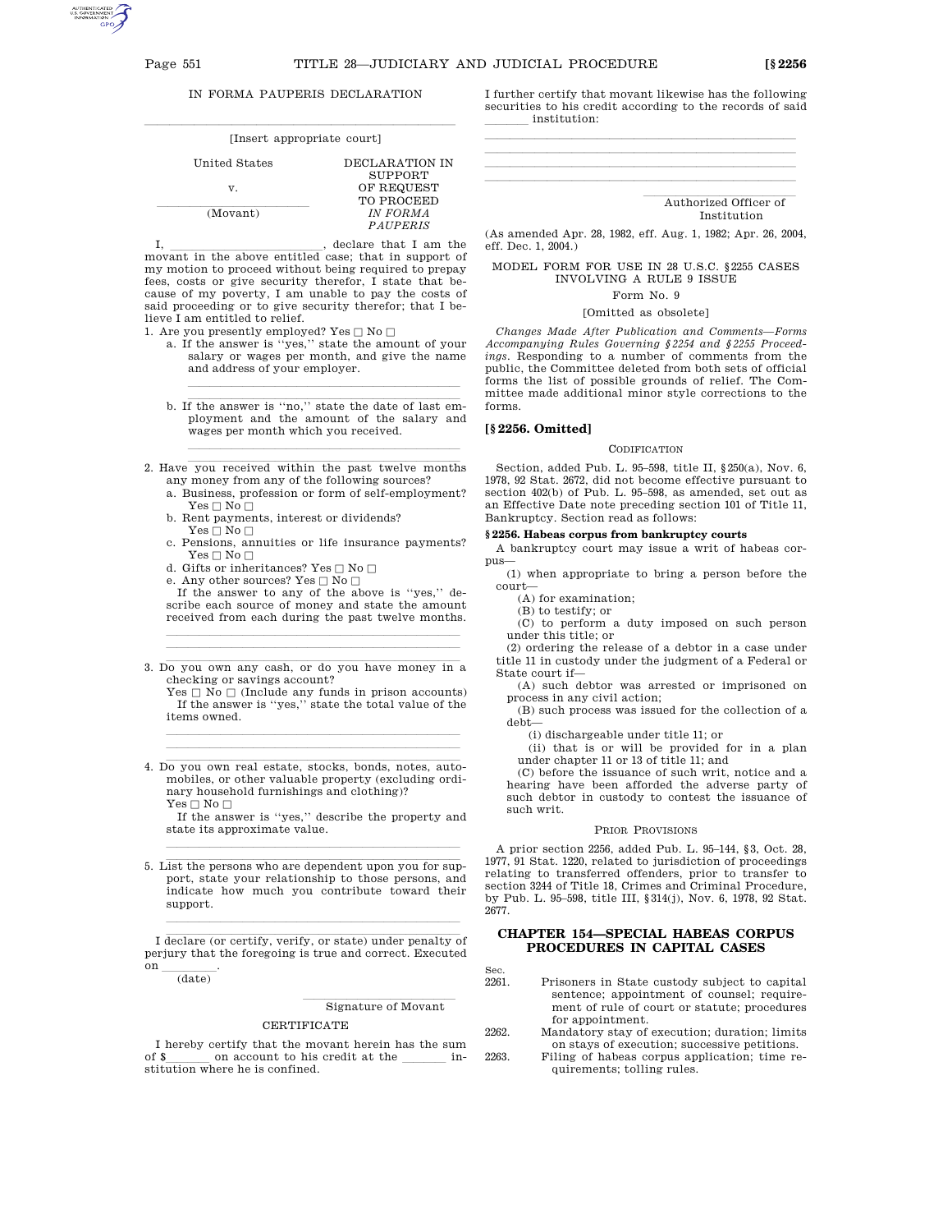IN FORMA PAUPERIS DECLARATION

\_\_\_\_\_\_\_\_\_\_\_\_\_\_\_\_\_\_\_\_\_\_\_\_\_\_\_\_\_\_\_\_\_\_\_\_\_\_\_\_

[Insert appropriate court]

| United States | DECLARATION IN SUPPORT OF REQUEST TO PROCEED *IN FORMA PAUPERIS* |
|---|---|
| v. | |
| \_\_\_\_\_\_\_\_\_\_\_\_\_\_\_\_ (Movant) | |

I, \_\_\_\_\_\_\_\_\_\_\_\_\_\_\_\_\_\_\_\_, declare that I am the movant in the above entitled case; that in support of my motion to proceed without being required to prepay fees, costs or give security therefor, I state that because of my poverty, I am unable to pay the costs of said proceeding or to give security therefor; that I believe I am entitled to relief.

1. Are you presently employed? Yes □ No □
   a. If the answer is ''yes,'' state the amount of your salary or wages per month, and give the name and address of your employer.

   \_\_\_\_\_\_\_\_\_\_\_\_\_\_\_\_\_\_\_\_\_\_\_\_\_\_\_\_\_\_\_\_\_\_\_\_\_\_\_\_

   b. If the answer is ''no,'' state the date of last employment and the amount of the salary and wages per month which you received.

   \_\_\_\_\_\_\_\_\_\_\_\_\_\_\_\_\_\_\_\_\_\_\_\_\_\_\_\_\_\_\_\_\_\_\_\_\_\_\_\_

2. Have you received within the past twelve months any money from any of the following sources?
   a. Business, profession or form of self-employment? Yes □ No □
   b. Rent payments, interest or dividends? Yes □ No □
   c. Pensions, annuities or life insurance payments? Yes □ No □
   d. Gifts or inheritances? Yes □ No □
   e. Any other sources? Yes □ No □

   If the answer to any of the above is ''yes,'' describe each source of money and state the amount received from each during the past twelve months.

   \_\_\_\_\_\_\_\_\_\_\_\_\_\_\_\_\_\_\_\_\_\_\_\_\_\_\_\_\_\_\_\_\_\_\_\_\_\_\_\_

3. Do you own any cash, or do you have money in a checking or savings account? Yes □ No □ (Include any funds in prison accounts)

   If the answer is ''yes,'' state the total value of the items owned.

   \_\_\_\_\_\_\_\_\_\_\_\_\_\_\_\_\_\_\_\_\_\_\_\_\_\_\_\_\_\_\_\_\_\_\_\_\_\_\_\_

4. Do you own real estate, stocks, bonds, notes, automobiles, or other valuable property (excluding ordinary household furnishings and clothing)? Yes □ No □

   If the answer is ''yes,'' describe the property and state its approximate value.

   \_\_\_\_\_\_\_\_\_\_\_\_\_\_\_\_\_\_\_\_\_\_\_\_\_\_\_\_\_\_\_\_\_\_\_\_\_\_\_\_

5. List the persons who are dependent upon you for support, state your relationship to those persons, and indicate how much you contribute toward their support.

   \_\_\_\_\_\_\_\_\_\_\_\_\_\_\_\_\_\_\_\_\_\_\_\_\_\_\_\_\_\_\_\_\_\_\_\_\_\_\_\_

I declare (or certify, verify, or state) under penalty of perjury that the foregoing is true and correct. Executed on \_\_\_\_\_\_\_\_\_.
(date)

\_\_\_\_\_\_\_\_\_\_\_\_\_\_\_\_\_\_\_\_\_\_\_\_
Signature of Movant

CERTIFICATE

I hereby certify that the movant herein has the sum of $\_\_\_\_\_\_\_ on account to his credit at the \_\_\_\_\_\_\_ institution where he is confined.

I further certify that movant likewise has the following securities to his credit according to the records of said \_\_\_\_\_\_\_ institution:

\_\_\_\_\_\_\_\_\_\_\_\_\_\_\_\_\_\_\_\_\_\_\_\_\_\_\_\_\_\_\_\_\_\_\_\_\_\_\_\_

\_\_\_\_\_\_\_\_\_\_\_\_\_\_\_\_\_\_\_\_\_\_\_\_\_\_\_\_\_\_\_\_\_\_\_\_\_\_\_\_

\_\_\_\_\_\_\_\_\_\_\_\_\_\_\_\_\_\_\_\_\_\_\_\_\_\_\_\_\_\_\_\_\_\_\_\_\_\_\_\_

\_\_\_\_\_\_\_\_\_\_\_\_\_\_\_\_\_\_\_\_\_\_\_\_\_\_\_\_\_\_\_\_\_\_\_\_\_\_\_\_

\_\_\_\_\_\_\_\_\_\_\_\_\_\_\_\_\_\_\_\_\_\_\_\_
Authorized Officer of Institution

(As amended Apr. 28, 1982, eff. Aug. 1, 1982; Apr. 26, 2004, eff. Dec. 1, 2004.)

MODEL FORM FOR USE IN 28 U.S.C. §2255 CASES INVOLVING A RULE 9 ISSUE

Form No. 9

[Omitted as obsolete]

*Changes Made After Publication and Comments—Forms Accompanying Rules Governing §2254 and §2255 Proceedings*. Responding to a number of comments from the public, the Committee deleted from both sets of official forms the list of possible grounds of relief. The Committee made additional minor style corrections to the forms.

## [§2256. Omitted]

CODIFICATION

Section, added Pub. L. 95–598, title II, §250(a), Nov. 6, 1978, 92 Stat. 2672, did not become effective pursuant to section 402(b) of Pub. L. 95–598, as amended, set out as an Effective Date note preceding section 101 of Title 11, Bankruptcy. Section read as follows:

**§2256. Habeas corpus from bankruptcy courts**

A bankruptcy court may issue a writ of habeas corpus—

(1) when appropriate to bring a person before the court—

(A) for examination;

(B) to testify; or

(C) to perform a duty imposed on such person under this title; or

(2) ordering the release of a debtor in a case under title 11 in custody under the judgment of a Federal or State court if—

(A) such debtor was arrested or imprisoned on process in any civil action;

(B) such process was issued for the collection of a debt—

(i) dischargeable under title 11; or

(ii) that is or will be provided for in a plan under chapter 11 or 13 of title 11; and

(C) before the issuance of such writ, notice and a hearing have been afforded the adverse party of such debtor in custody to contest the issuance of such writ.

PRIOR PROVISIONS

A prior section 2256, added Pub. L. 95–144, §3, Oct. 28, 1977, 91 Stat. 1220, related to jurisdiction of proceedings relating to transferred offenders, prior to transfer to section 3244 of Title 18, Crimes and Criminal Procedure, by Pub. L. 95–598, title III, §314(j), Nov. 6, 1978, 92 Stat. 2677.

## CHAPTER 154—SPECIAL HABEAS CORPUS PROCEDURES IN CAPITAL CASES

| Sec. | |
|---|---|
| 2261. | Prisoners in State custody subject to capital sentence; appointment of counsel; requirement of rule of court or statute; procedures for appointment. |
| 2262. | Mandatory stay of execution; duration; limits on stays of execution; successive petitions. |
| 2263. | Filing of habeas corpus application; time requirements; tolling rules. |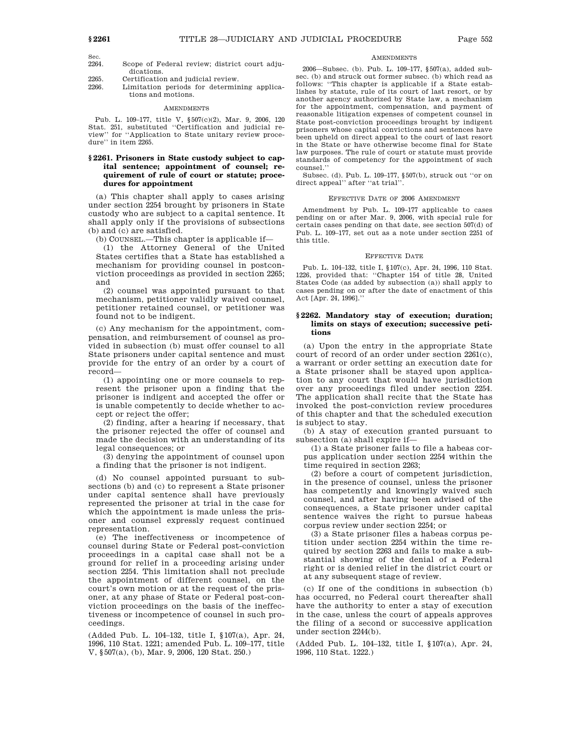| Sec. | |
|---|---|
| 2264. | Scope of Federal review; district court adjudications. |
| 2265. | Certification and judicial review. |
| 2266. | Limitation periods for determining applications and motions. |

AMENDMENTS

Pub. L. 109–177, title V, §507(c)(2), Mar. 9, 2006, 120 Stat. 251, substituted "Certification and judicial review" for "Application to State unitary review procedure" in item 2265.

### §2261. Prisoners in State custody subject to capital sentence; appointment of counsel; requirement of rule of court or statute; procedures for appointment

(a) This chapter shall apply to cases arising under section 2254 brought by prisoners in State custody who are subject to a capital sentence. It shall apply only if the provisions of subsections (b) and (c) are satisfied.

(b) COUNSEL.—This chapter is applicable if—

(1) the Attorney General of the United States certifies that a State has established a mechanism for providing counsel in postconviction proceedings as provided in section 2265; and

(2) counsel was appointed pursuant to that mechanism, petitioner validly waived counsel, petitioner retained counsel, or petitioner was found not to be indigent.

(c) Any mechanism for the appointment, compensation, and reimbursement of counsel as provided in subsection (b) must offer counsel to all State prisoners under capital sentence and must provide for the entry of an order by a court of record—

(1) appointing one or more counsels to represent the prisoner upon a finding that the prisoner is indigent and accepted the offer or is unable competently to decide whether to accept or reject the offer;

(2) finding, after a hearing if necessary, that the prisoner rejected the offer of counsel and made the decision with an understanding of its legal consequences; or

(3) denying the appointment of counsel upon a finding that the prisoner is not indigent.

(d) No counsel appointed pursuant to subsections (b) and (c) to represent a State prisoner under capital sentence shall have previously represented the prisoner at trial in the case for which the appointment is made unless the prisoner and counsel expressly request continued representation.

(e) The ineffectiveness or incompetence of counsel during State or Federal post-conviction proceedings in a capital case shall not be a ground for relief in a proceeding arising under section 2254. This limitation shall not preclude the appointment of different counsel, on the court's own motion or at the request of the prisoner, at any phase of State or Federal post-conviction proceedings on the basis of the ineffectiveness or incompetence of counsel in such proceedings.

(Added Pub. L. 104–132, title I, §107(a), Apr. 24, 1996, 110 Stat. 1221; amended Pub. L. 109–177, title V, §507(a), (b), Mar. 9, 2006, 120 Stat. 250.)

AMENDMENTS

2006—Subsec. (b). Pub. L. 109–177, §507(a), added subsec. (b) and struck out former subsec. (b) which read as follows: "This chapter is applicable if a State establishes by statute, rule of its court of last resort, or by another agency authorized by State law, a mechanism for the appointment, compensation, and payment of reasonable litigation expenses of competent counsel in State post-conviction proceedings brought by indigent prisoners whose capital convictions and sentences have been upheld on direct appeal to the court of last resort in the State or have otherwise become final for State law purposes. The rule of court or statute must provide standards of competency for the appointment of such counsel."

Subsec. (d). Pub. L. 109–177, §507(b), struck out "or on direct appeal" after "at trial".

EFFECTIVE DATE OF 2006 AMENDMENT

Amendment by Pub. L. 109–177 applicable to cases pending on or after Mar. 9, 2006, with special rule for certain cases pending on that date, see section 507(d) of Pub. L. 109–177, set out as a note under section 2251 of this title.

EFFECTIVE DATE

Pub. L. 104–132, title I, §107(c), Apr. 24, 1996, 110 Stat. 1226, provided that: "Chapter 154 of title 28, United States Code (as added by subsection (a)) shall apply to cases pending on or after the date of enactment of this Act [Apr. 24, 1996]."

### §2262. Mandatory stay of execution; duration; limits on stays of execution; successive petitions

(a) Upon the entry in the appropriate State court of record of an order under section 2261(c), a warrant or order setting an execution date for a State prisoner shall be stayed upon application to any court that would have jurisdiction over any proceedings filed under section 2254. The application shall recite that the State has invoked the post-conviction review procedures of this chapter and that the scheduled execution is subject to stay.

(b) A stay of execution granted pursuant to subsection (a) shall expire if—

(1) a State prisoner fails to file a habeas corpus application under section 2254 within the time required in section 2263;

(2) before a court of competent jurisdiction, in the presence of counsel, unless the prisoner has competently and knowingly waived such counsel, and after having been advised of the consequences, a State prisoner under capital sentence waives the right to pursue habeas corpus review under section 2254; or

(3) a State prisoner files a habeas corpus petition under section 2254 within the time required by section 2263 and fails to make a substantial showing of the denial of a Federal right or is denied relief in the district court or at any subsequent stage of review.

(c) If one of the conditions in subsection (b) has occurred, no Federal court thereafter shall have the authority to enter a stay of execution in the case, unless the court of appeals approves the filing of a second or successive application under section 2244(b).

(Added Pub. L. 104–132, title I, §107(a), Apr. 24, 1996, 110 Stat. 1222.)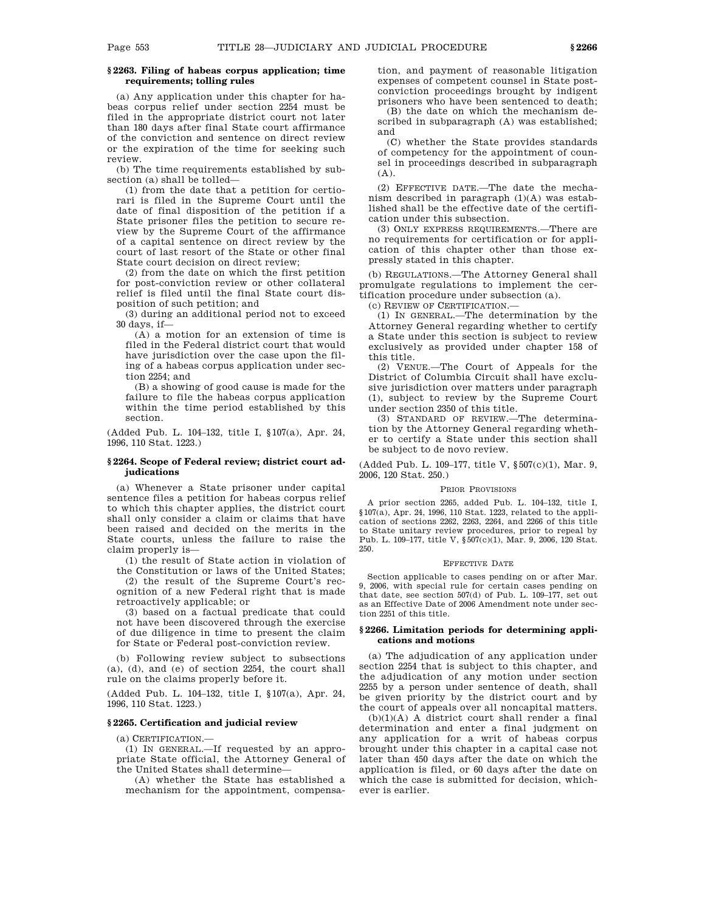### § 2263. Filing of habeas corpus application; time requirements; tolling rules

(a) Any application under this chapter for habeas corpus relief under section 2254 must be filed in the appropriate district court not later than 180 days after final State court affirmance of the conviction and sentence on direct review or the expiration of the time for seeking such review.

(b) The time requirements established by subsection (a) shall be tolled—

(1) from the date that a petition for certiorari is filed in the Supreme Court until the date of final disposition of the petition if a State prisoner files the petition to secure review by the Supreme Court of the affirmance of a capital sentence on direct review by the court of last resort of the State or other final State court decision on direct review;

(2) from the date on which the first petition for post-conviction review or other collateral relief is filed until the final State court disposition of such petition; and

(3) during an additional period not to exceed 30 days, if—

(A) a motion for an extension of time is filed in the Federal district court that would have jurisdiction over the case upon the filing of a habeas corpus application under section 2254; and

(B) a showing of good cause is made for the failure to file the habeas corpus application within the time period established by this section.

(Added Pub. L. 104–132, title I, §107(a), Apr. 24, 1996, 110 Stat. 1223.)

### § 2264. Scope of Federal review; district court adjudications

(a) Whenever a State prisoner under capital sentence files a petition for habeas corpus relief to which this chapter applies, the district court shall only consider a claim or claims that have been raised and decided on the merits in the State courts, unless the failure to raise the claim properly is—

(1) the result of State action in violation of the Constitution or laws of the United States;

(2) the result of the Supreme Court's recognition of a new Federal right that is made retroactively applicable; or

(3) based on a factual predicate that could not have been discovered through the exercise of due diligence in time to present the claim for State or Federal post-conviction review.

(b) Following review subject to subsections (a), (d), and (e) of section 2254, the court shall rule on the claims properly before it.

(Added Pub. L. 104–132, title I, §107(a), Apr. 24, 1996, 110 Stat. 1223.)

### § 2265. Certification and judicial review

(a) CERTIFICATION.—

(1) IN GENERAL.—If requested by an appropriate State official, the Attorney General of the United States shall determine—

(A) whether the State has established a mechanism for the appointment, compensation, and payment of reasonable litigation expenses of competent counsel in State post-conviction proceedings brought by indigent prisoners who have been sentenced to death;

(B) the date on which the mechanism described in subparagraph (A) was established; and

(C) whether the State provides standards of competency for the appointment of counsel in proceedings described in subparagraph (A).

(2) EFFECTIVE DATE.—The date the mechanism described in paragraph (1)(A) was established shall be the effective date of the certification under this subsection.

(3) ONLY EXPRESS REQUIREMENTS.—There are no requirements for certification or for application of this chapter other than those expressly stated in this chapter.

(b) REGULATIONS.—The Attorney General shall promulgate regulations to implement the certification procedure under subsection (a).

(c) REVIEW OF CERTIFICATION.—

(1) IN GENERAL.—The determination by the Attorney General regarding whether to certify a State under this section is subject to review exclusively as provided under chapter 158 of this title.

(2) VENUE.—The Court of Appeals for the District of Columbia Circuit shall have exclusive jurisdiction over matters under paragraph (1), subject to review by the Supreme Court under section 2350 of this title.

(3) STANDARD OF REVIEW.—The determination by the Attorney General regarding whether to certify a State under this section shall be subject to de novo review.

(Added Pub. L. 109–177, title V, §507(c)(1), Mar. 9, 2006, 120 Stat. 250.)

PRIOR PROVISIONS

A prior section 2265, added Pub. L. 104–132, title I, §107(a), Apr. 24, 1996, 110 Stat. 1223, related to the application of sections 2262, 2263, 2264, and 2266 of this title to State unitary review procedures, prior to repeal by Pub. L. 109–177, title V, §507(c)(1), Mar. 9, 2006, 120 Stat. 250.

EFFECTIVE DATE

Section applicable to cases pending on or after Mar. 9, 2006, with special rule for certain cases pending on that date, see section 507(d) of Pub. L. 109–177, set out as an Effective Date of 2006 Amendment note under section 2251 of this title.

### § 2266. Limitation periods for determining applications and motions

(a) The adjudication of any application under section 2254 that is subject to this chapter, and the adjudication of any motion under section 2255 by a person under sentence of death, shall be given priority by the district court and by the court of appeals over all noncapital matters.

(b)(1)(A) A district court shall render a final determination and enter a final judgment on any application for a writ of habeas corpus brought under this chapter in a capital case not later than 450 days after the date on which the application is filed, or 60 days after the date on which the case is submitted for decision, whichever is earlier.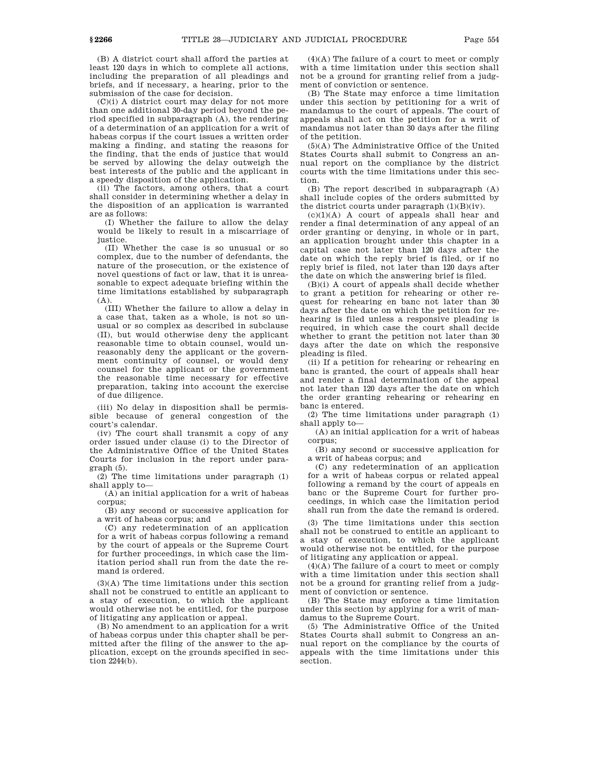(B) A district court shall afford the parties at least 120 days in which to complete all actions, including the preparation of all pleadings and briefs, and if necessary, a hearing, prior to the submission of the case for decision.

(C)(i) A district court may delay for not more than one additional 30-day period beyond the period specified in subparagraph (A), the rendering of a determination of an application for a writ of habeas corpus if the court issues a written order making a finding, and stating the reasons for the finding, that the ends of justice that would be served by allowing the delay outweigh the best interests of the public and the applicant in a speedy disposition of the application.

(ii) The factors, among others, that a court shall consider in determining whether a delay in the disposition of an application is warranted are as follows:

(I) Whether the failure to allow the delay would be likely to result in a miscarriage of justice.

(II) Whether the case is so unusual or so complex, due to the number of defendants, the nature of the prosecution, or the existence of novel questions of fact or law, that it is unreasonable to expect adequate briefing within the time limitations established by subparagraph (A).

(III) Whether the failure to allow a delay in a case that, taken as a whole, is not so unusual or so complex as described in subclause (II), but would otherwise deny the applicant reasonable time to obtain counsel, would unreasonably deny the applicant or the government continuity of counsel, or would deny counsel for the applicant or the government the reasonable time necessary for effective preparation, taking into account the exercise of due diligence.

(iii) No delay in disposition shall be permissible because of general congestion of the court's calendar.

(iv) The court shall transmit a copy of any order issued under clause (i) to the Director of the Administrative Office of the United States Courts for inclusion in the report under paragraph (5).

(2) The time limitations under paragraph (1) shall apply to—

(A) an initial application for a writ of habeas corpus;

(B) any second or successive application for a writ of habeas corpus; and

(C) any redetermination of an application for a writ of habeas corpus following a remand by the court of appeals or the Supreme Court for further proceedings, in which case the limitation period shall run from the date the remand is ordered.

(3)(A) The time limitations under this section shall not be construed to entitle an applicant to a stay of execution, to which the applicant would otherwise not be entitled, for the purpose of litigating any application or appeal.

(B) No amendment to an application for a writ of habeas corpus under this chapter shall be permitted after the filing of the answer to the application, except on the grounds specified in section 2244(b).

(4)(A) The failure of a court to meet or comply with a time limitation under this section shall not be a ground for granting relief from a judgment of conviction or sentence.

(B) The State may enforce a time limitation under this section by petitioning for a writ of mandamus to the court of appeals. The court of appeals shall act on the petition for a writ of mandamus not later than 30 days after the filing of the petition.

(5)(A) The Administrative Office of the United States Courts shall submit to Congress an annual report on the compliance by the district courts with the time limitations under this section.

(B) The report described in subparagraph (A) shall include copies of the orders submitted by the district courts under paragraph (1)(B)(iv).

(c)(1)(A) A court of appeals shall hear and render a final determination of any appeal of an order granting or denying, in whole or in part, an application brought under this chapter in a capital case not later than 120 days after the date on which the reply brief is filed, or if no reply brief is filed, not later than 120 days after the date on which the answering brief is filed.

(B)(i) A court of appeals shall decide whether to grant a petition for rehearing or other request for rehearing en banc not later than 30 days after the date on which the petition for rehearing is filed unless a responsive pleading is required, in which case the court shall decide whether to grant the petition not later than 30 days after the date on which the responsive pleading is filed.

(ii) If a petition for rehearing or rehearing en banc is granted, the court of appeals shall hear and render a final determination of the appeal not later than 120 days after the date on which the order granting rehearing or rehearing en banc is entered.

(2) The time limitations under paragraph (1) shall apply to—

(A) an initial application for a writ of habeas corpus;

(B) any second or successive application for a writ of habeas corpus; and

(C) any redetermination of an application for a writ of habeas corpus or related appeal following a remand by the court of appeals en banc or the Supreme Court for further proceedings, in which case the limitation period shall run from the date the remand is ordered.

(3) The time limitations under this section shall not be construed to entitle an applicant to a stay of execution, to which the applicant would otherwise not be entitled, for the purpose of litigating any application or appeal.

(4)(A) The failure of a court to meet or comply with a time limitation under this section shall not be a ground for granting relief from a judgment of conviction or sentence.

(B) The State may enforce a time limitation under this section by applying for a writ of mandamus to the Supreme Court.

(5) The Administrative Office of the United States Courts shall submit to Congress an annual report on the compliance by the courts of appeals with the time limitations under this section.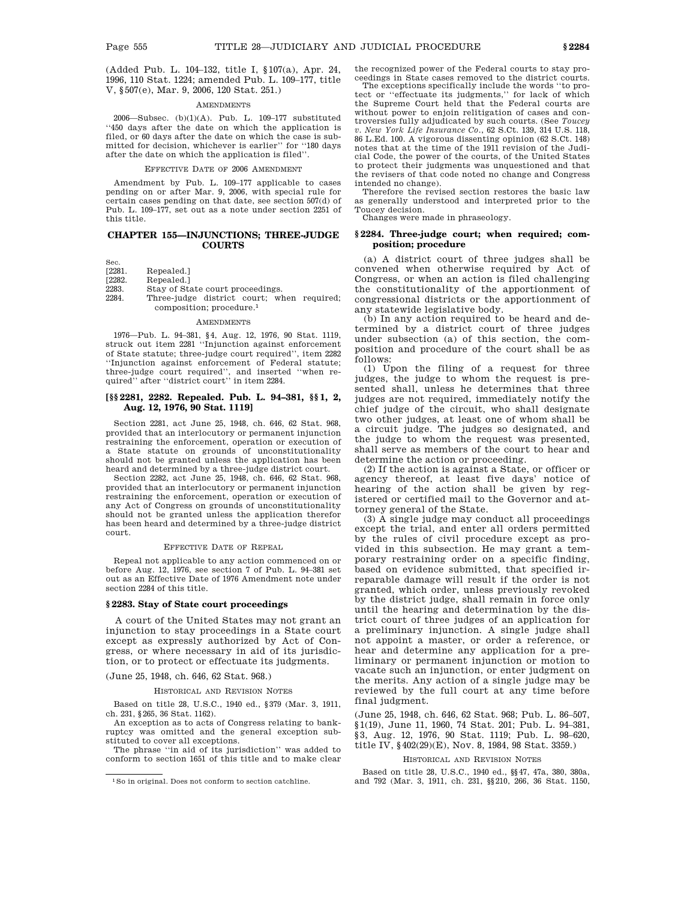(Added Pub. L. 104–132, title I, §107(a), Apr. 24, 1996, 110 Stat. 1224; amended Pub. L. 109–177, title V, §507(e), Mar. 9, 2006, 120 Stat. 251.)

AMENDMENTS

2006—Subsec. (b)(1)(A). Pub. L. 109–177 substituted ''450 days after the date on which the application is filed, or 60 days after the date on which the case is submitted for decision, whichever is earlier'' for ''180 days after the date on which the application is filed''.

EFFECTIVE DATE OF 2006 AMENDMENT

Amendment by Pub. L. 109–177 applicable to cases pending on or after Mar. 9, 2006, with special rule for certain cases pending on that date, see section 507(d) of Pub. L. 109–177, set out as a note under section 2251 of this title.

## CHAPTER 155—INJUNCTIONS; THREE-JUDGE COURTS

| Sec. | |
|---|---|
| [2281. | Repealed.] |
| [2282. | Repealed.] |
| 2283. | Stay of State court proceedings. |
| 2284. | Three-judge district court; when required; composition; procedure.[1] |

AMENDMENTS

1976—Pub. L. 94–381, §4, Aug. 12, 1976, 90 Stat. 1119, struck out item 2281 ''Injunction against enforcement of State statute; three-judge court required'', item 2282 ''Injunction against enforcement of Federal statute; three-judge court required'', and inserted ''when required'' after ''district court'' in item 2284.

### [§§2281, 2282. Repealed. Pub. L. 94–381, §§1, 2, Aug. 12, 1976, 90 Stat. 1119]

Section 2281, act June 25, 1948, ch. 646, 62 Stat. 968, provided that an interlocutory or permanent injunction restraining the enforcement, operation or execution of a State statute on grounds of unconstitutionality should not be granted unless the application has been heard and determined by a three-judge district court.

Section 2282, act June 25, 1948, ch. 646, 62 Stat. 968, provided that an interlocutory or permanent injunction restraining the enforcement, operation or execution of any Act of Congress on grounds of unconstitutionality should not be granted unless the application therefor has been heard and determined by a three-judge district court.

EFFECTIVE DATE OF REPEAL

Repeal not applicable to any action commenced on or before Aug. 12, 1976, see section 7 of Pub. L. 94–381 set out as an Effective Date of 1976 Amendment note under section 2284 of this title.

### §2283. Stay of State court proceedings

A court of the United States may not grant an injunction to stay proceedings in a State court except as expressly authorized by Act of Congress, or where necessary in aid of its jurisdiction, or to protect or effectuate its judgments.

(June 25, 1948, ch. 646, 62 Stat. 968.)

HISTORICAL AND REVISION NOTES

Based on title 28, U.S.C., 1940 ed., §379 (Mar. 3, 1911, ch. 231, §265, 36 Stat. 1162).

An exception as to acts of Congress relating to bankruptcy was omitted and the general exception substituted to cover all exceptions.

The phrase ''in aid of its jurisdiction'' was added to conform to section 1651 of this title and to make clear the recognized power of the Federal courts to stay proceedings in State cases removed to the district courts.

The exceptions specifically include the words ''to protect or ''effectuate its judgments,'' for lack of which the Supreme Court held that the Federal courts are without power to enjoin relitigation of cases and controversies fully adjudicated by such courts. (See *Toucey v. New York Life Insurance Co.*, 62 S.Ct. 139, 314 U.S. 118, 86 L.Ed. 100. A vigorous dissenting opinion (62 S.Ct. 148) notes that at the time of the 1911 revision of the Judicial Code, the power of the courts, of the United States to protect their judgments was unquestioned and that the revisers of that code noted no change and Congress intended no change).

Therefore the revised section restores the basic law as generally understood and interpreted prior to the Toucey decision.

Changes were made in phraseology.

### §2284. Three-judge court; when required; composition; procedure

(a) A district court of three judges shall be convened when otherwise required by Act of Congress, or when an action is filed challenging the constitutionality of the apportionment of congressional districts or the apportionment of any statewide legislative body.

(b) In any action required to be heard and determined by a district court of three judges under subsection (a) of this section, the composition and procedure of the court shall be as follows:

(1) Upon the filing of a request for three judges, the judge to whom the request is presented shall, unless he determines that three judges are not required, immediately notify the chief judge of the circuit, who shall designate two other judges, at least one of whom shall be a circuit judge. The judges so designated, and the judge to whom the request was presented, shall serve as members of the court to hear and determine the action or proceeding.

(2) If the action is against a State, or officer or agency thereof, at least five days' notice of hearing of the action shall be given by registered or certified mail to the Governor and attorney general of the State.

(3) A single judge may conduct all proceedings except the trial, and enter all orders permitted by the rules of civil procedure except as provided in this subsection. He may grant a temporary restraining order on a specific finding, based on evidence submitted, that specified irreparable damage will result if the order is not granted, which order, unless previously revoked by the district judge, shall remain in force only until the hearing and determination by the district court of three judges of an application for a preliminary injunction. A single judge shall not appoint a master, or order a reference, or hear and determine any application for a preliminary or permanent injunction or motion to vacate such an injunction, or enter judgment on the merits. Any action of a single judge may be reviewed by the full court at any time before final judgment.

(June 25, 1948, ch. 646, 62 Stat. 968; Pub. L. 86–507, §1(19), June 11, 1960, 74 Stat. 201; Pub. L. 94–381, §3, Aug. 12, 1976, 90 Stat. 1119; Pub. L. 98–620, title IV, §402(29)(E), Nov. 8, 1984, 98 Stat. 3359.)

HISTORICAL AND REVISION NOTES

Based on title 28, U.S.C., 1940 ed., §§47, 47a, 380, 380a, and 792 (Mar. 3, 1911, ch. 231, §§210, 266, 36 Stat. 1150,

[1] So in original. Does not conform to section catchline.